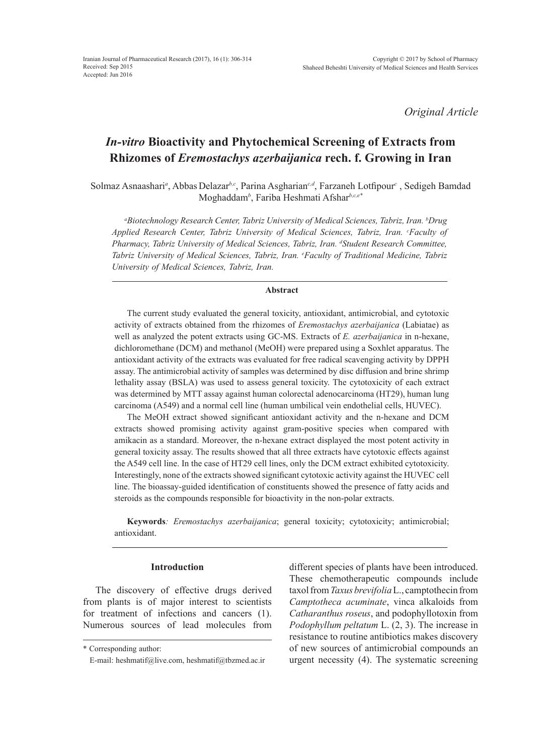*Original Article*

# *In-vitro* Bioactivity and Phytochemical Screening of Extracts from Rhizomes of *Eremostachys azerbaijanica* rech. f. Growing in Iran

Solmaz Asnaashari[a], Abbas Delazar[b,c], Parina Asgharian[c,d], Farzaneh Lotfipour[c], Sedigeh Bamdad Moghaddam[b], Fariba Heshmati Afshar[b,c,e]*

*[a]Biotechnology Research Center, Tabriz University of Medical Sciences, Tabriz, Iran. [b]Drug Applied Research Center, Tabriz University of Medical Sciences, Tabriz, Iran. [c]Faculty of Pharmacy, Tabriz University of Medical Sciences, Tabriz, Iran. [d]Student Research Committee, Tabriz University of Medical Sciences, Tabriz, Iran. [e]Faculty of Traditional Medicine, Tabriz University of Medical Sciences, Tabriz, Iran.*

## Abstract

The current study evaluated the general toxicity, antioxidant, antimicrobial, and cytotoxic activity of extracts obtained from the rhizomes of *Eremostachys azerbaijanica* (Labiatae) as well as analyzed the potent extracts using GC-MS. Extracts of *E. azerbaijanica* in n-hexane, dichloromethane (DCM) and methanol (MeOH) were prepared using a Soxhlet apparatus. The antioxidant activity of the extracts was evaluated for free radical scavenging activity by DPPH assay. The antimicrobial activity of samples was determined by disc diffusion and brine shrimp lethality assay (BSLA) was used to assess general toxicity. The cytotoxicity of each extract was determined by MTT assay against human colorectal adenocarcinoma (HT29), human lung carcinoma (A549) and a normal cell line (human umbilical vein endothelial cells, HUVEC).

The MeOH extract showed significant antioxidant activity and the n-hexane and DCM extracts showed promising activity against gram-positive species when compared with amikacin as a standard. Moreover, the n-hexane extract displayed the most potent activity in general toxicity assay. The results showed that all three extracts have cytotoxic effects against the A549 cell line. In the case of HT29 cell lines, only the DCM extract exhibited cytotoxicity. Interestingly, none of the extracts showed significant cytotoxic activity against the HUVEC cell line. The bioassay-guided identification of constituents showed the presence of fatty acids and steroids as the compounds responsible for bioactivity in the non-polar extracts.

**Keywords**: *Eremostachys azerbaijanica*; general toxicity; cytotoxicity; antimicrobial; antioxidant.

## Introduction

The discovery of effective drugs derived from plants is of major interest to scientists for treatment of infections and cancers (1). Numerous sources of lead molecules from different species of plants have been introduced. These chemotherapeutic compounds include taxol from *Taxus brevifolia* L., camptothecin from *Camptotheca acuminate*, vinca alkaloids from *Catharanthus roseus*, and podophyllotoxin from *Podophyllum peltatum* L. (2, 3). The increase in resistance to routine antibiotics makes discovery of new sources of antimicrobial compounds an urgent necessity (4). The systematic screening

\* Corresponding author:
E-mail: heshmatif@live.com, heshmatif@tbzmed.ac.ir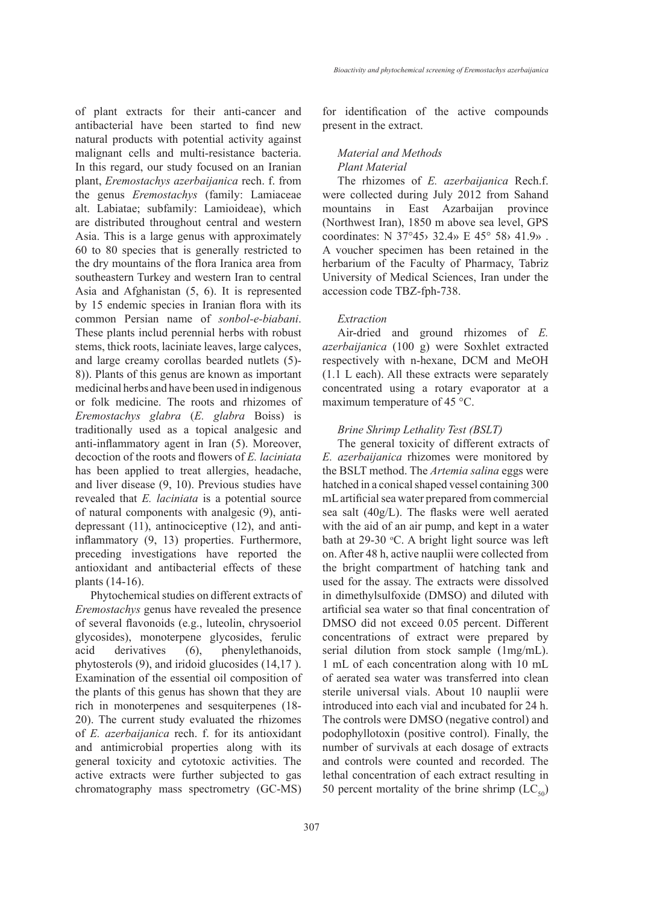of plant extracts for their anti-cancer and antibacterial have been started to find new natural products with potential activity against malignant cells and multi-resistance bacteria. In this regard, our study focused on an Iranian plant, *Eremostachys azerbaijanica* rech. f. from the genus *Eremostachys* (family: Lamiaceae alt. Labiatae; subfamily: Lamioideae), which are distributed throughout central and western Asia. This is a large genus with approximately 60 to 80 species that is generally restricted to the dry mountains of the flora Iranica area from southeastern Turkey and western Iran to central Asia and Afghanistan (5, 6). It is represented by 15 endemic species in Iranian flora with its common Persian name of *sonbol-e-biabani*. These plants includ perennial herbs with robust stems, thick roots, laciniate leaves, large calyces, and large creamy corollas bearded nutlets (5)-8)). Plants of this genus are known as important medicinal herbs and have been used in indigenous or folk medicine. The roots and rhizomes of *Eremostachys glabra* (*E. glabra* Boiss) is traditionally used as a topical analgesic and anti-inflammatory agent in Iran (5). Moreover, decoction of the roots and flowers of *E. laciniata* has been applied to treat allergies, headache, and liver disease (9, 10). Previous studies have revealed that *E. laciniata* is a potential source of natural components with analgesic (9), anti-depressant (11), antinociceptive (12), and anti-inflammatory (9, 13) properties. Furthermore, preceding investigations have reported the antioxidant and antibacterial effects of these plants (14-16).

Phytochemical studies on different extracts of *Eremostachys* genus have revealed the presence of several flavonoids (e.g., luteolin, chrysoeriol glycosides), monoterpene glycosides, ferulic acid derivatives (6), phenylethanoids, phytosterols (9), and iridoid glucosides (14,17 ). Examination of the essential oil composition of the plants of this genus has shown that they are rich in monoterpenes and sesquiterpenes (18-20). The current study evaluated the rhizomes of *E. azerbaijanica* rech. f. for its antioxidant and antimicrobial properties along with its general toxicity and cytotoxic activities. The active extracts were further subjected to gas chromatography mass spectrometry (GC-MS) for identification of the active compounds present in the extract.

## Material and Methods

### Plant Material

The rhizomes of *E. azerbaijanica* Rech.f. were collected during July 2012 from Sahand mountains in East Azarbaijan province (Northwest Iran), 1850 m above sea level, GPS coordinates: N 37°45› 32.4» E 45° 58› 41.9» . A voucher specimen has been retained in the herbarium of the Faculty of Pharmacy, Tabriz University of Medical Sciences, Iran under the accession code TBZ-fph-738.

### Extraction

Air-dried and ground rhizomes of *E. azerbaijanica* (100 g) were Soxhlet extracted respectively with n-hexane, DCM and MeOH (1.1 L each). All these extracts were separately concentrated using a rotary evaporator at a maximum temperature of 45 °C.

### Brine Shrimp Lethality Test (BSLT)

The general toxicity of different extracts of *E. azerbaijanica* rhizomes were monitored by the BSLT method. The *Artemia salina* eggs were hatched in a conical shaped vessel containing 300 mL artificial sea water prepared from commercial sea salt (40g/L). The flasks were well aerated with the aid of an air pump, and kept in a water bath at 29-30 °C. A bright light source was left on. After 48 h, active nauplii were collected from the bright compartment of hatching tank and used for the assay. The extracts were dissolved in dimethylsulfoxide (DMSO) and diluted with artificial sea water so that final concentration of DMSO did not exceed 0.05 percent. Different concentrations of extract were prepared by serial dilution from stock sample (1mg/mL). 1 mL of each concentration along with 10 mL of aerated sea water was transferred into clean sterile universal vials. About 10 nauplii were introduced into each vial and incubated for 24 h. The controls were DMSO (negative control) and podophyllotoxin (positive control). Finally, the number of survivals at each dosage of extracts and controls were counted and recorded. The lethal concentration of each extract resulting in 50 percent mortality of the brine shrimp ($LC_{50}$)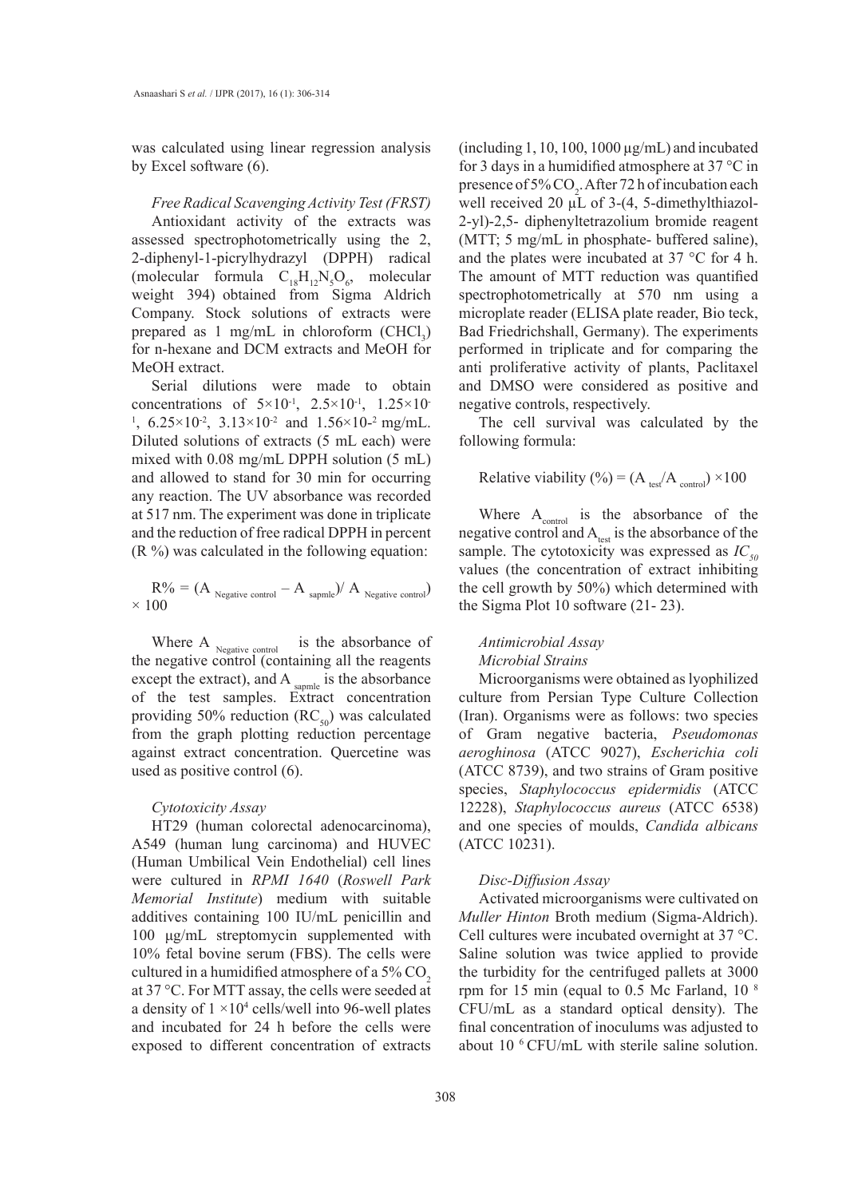was calculated using linear regression analysis by Excel software (6).

*Free Radical Scavenging Activity Test (FRST)*

Antioxidant activity of the extracts was assessed spectrophotometrically using the 2, 2-diphenyl-1-picrylhydrazyl (DPPH) radical (molecular formula $C_{18}H_{12}N_5O_6$, molecular weight 394) obtained from Sigma Aldrich Company. Stock solutions of extracts were prepared as 1 mg/mL in chloroform ($CHCl_3$) for n-hexane and DCM extracts and MeOH for MeOH extract.

Serial dilutions were made to obtain concentrations of $5\times10^{-1}$, $2.5\times10^{-1}$, $1.25\times10^{-1}$, $6.25\times10^{-2}$, $3.13\times10^{-2}$ and $1.56\times10^{-2}$ mg/mL. Diluted solutions of extracts (5 mL each) were mixed with 0.08 mg/mL DPPH solution (5 mL) and allowed to stand for 30 min for occurring any reaction. The UV absorbance was recorded at 517 nm. The experiment was done in triplicate and the reduction of free radical DPPH in percent (R %) was calculated in the following equation:

$$R\% = (A_{\text{Negative control}} - A_{\text{sapmle}}) / A_{\text{Negative control}} \times 100$$

Where $A_{\text{Negative control}}$ is the absorbance of the negative control (containing all the reagents except the extract), and $A_{\text{sapmle}}$ is the absorbance of the test samples. Extract concentration providing 50% reduction ($RC_{50}$) was calculated from the graph plotting reduction percentage against extract concentration. Quercetine was used as positive control (6).

*Cytotoxicity Assay*

HT29 (human colorectal adenocarcinoma), A549 (human lung carcinoma) and HUVEC (Human Umbilical Vein Endothelial) cell lines were cultured in *RPMI 1640* (*Roswell Park Memorial Institute*) medium with suitable additives containing 100 IU/mL penicillin and 100 µg/mL streptomycin supplemented with 10% fetal bovine serum (FBS). The cells were cultured in a humidified atmosphere of a 5% $CO_2$ at 37 °C. For MTT assay, the cells were seeded at a density of $1\times10^4$ cells/well into 96-well plates and incubated for 24 h before the cells were exposed to different concentration of extracts (including 1, 10, 100, 1000 µg/mL) and incubated for 3 days in a humidified atmosphere at 37 °C in presence of 5% $CO_2$. After 72 h of incubation each well received 20 µL of 3-(4, 5-dimethylthiazol-2-yl)-2,5- diphenyltetrazolium bromide reagent (MTT; 5 mg/mL in phosphate- buffered saline), and the plates were incubated at 37 °C for 4 h. The amount of MTT reduction was quantified spectrophotometrically at 570 nm using a microplate reader (ELISA plate reader, Bio teck, Bad Friedrichshall, Germany). The experiments performed in triplicate and for comparing the anti proliferative activity of plants, Paclitaxel and DMSO were considered as positive and negative controls, respectively.

The cell survival was calculated by the following formula:

$$\text{Relative viability } (\%) = (A_{\text{test}}/A_{\text{control}}) \times 100$$

Where $A_{\text{control}}$ is the absorbance of the negative control and $A_{\text{test}}$ is the absorbance of the sample. The cytotoxicity was expressed as $IC_{50}$ values (the concentration of extract inhibiting the cell growth by 50%) which determined with the Sigma Plot 10 software (21- 23).

*Antimicrobial Assay*

*Microbial Strains*

Microorganisms were obtained as lyophilized culture from Persian Type Culture Collection (Iran). Organisms were as follows: two species of Gram negative bacteria, *Pseudomonas aeroghinosa* (ATCC 9027), *Escherichia coli* (ATCC 8739), and two strains of Gram positive species, *Staphylococcus epidermidis* (ATCC 12228), *Staphylococcus aureus* (ATCC 6538) and one species of moulds, *Candida albicans* (ATCC 10231).

*Disc-Diffusion Assay*

Activated microorganisms were cultivated on *Muller Hinton* Broth medium (Sigma-Aldrich). Cell cultures were incubated overnight at 37 °C. Saline solution was twice applied to provide the turbidity for the centrifuged pallets at 3000 rpm for 15 min (equal to 0.5 Mc Farland, $10^8$ CFU/mL as a standard optical density). The final concentration of inoculums was adjusted to about $10^6$ CFU/mL with sterile saline solution.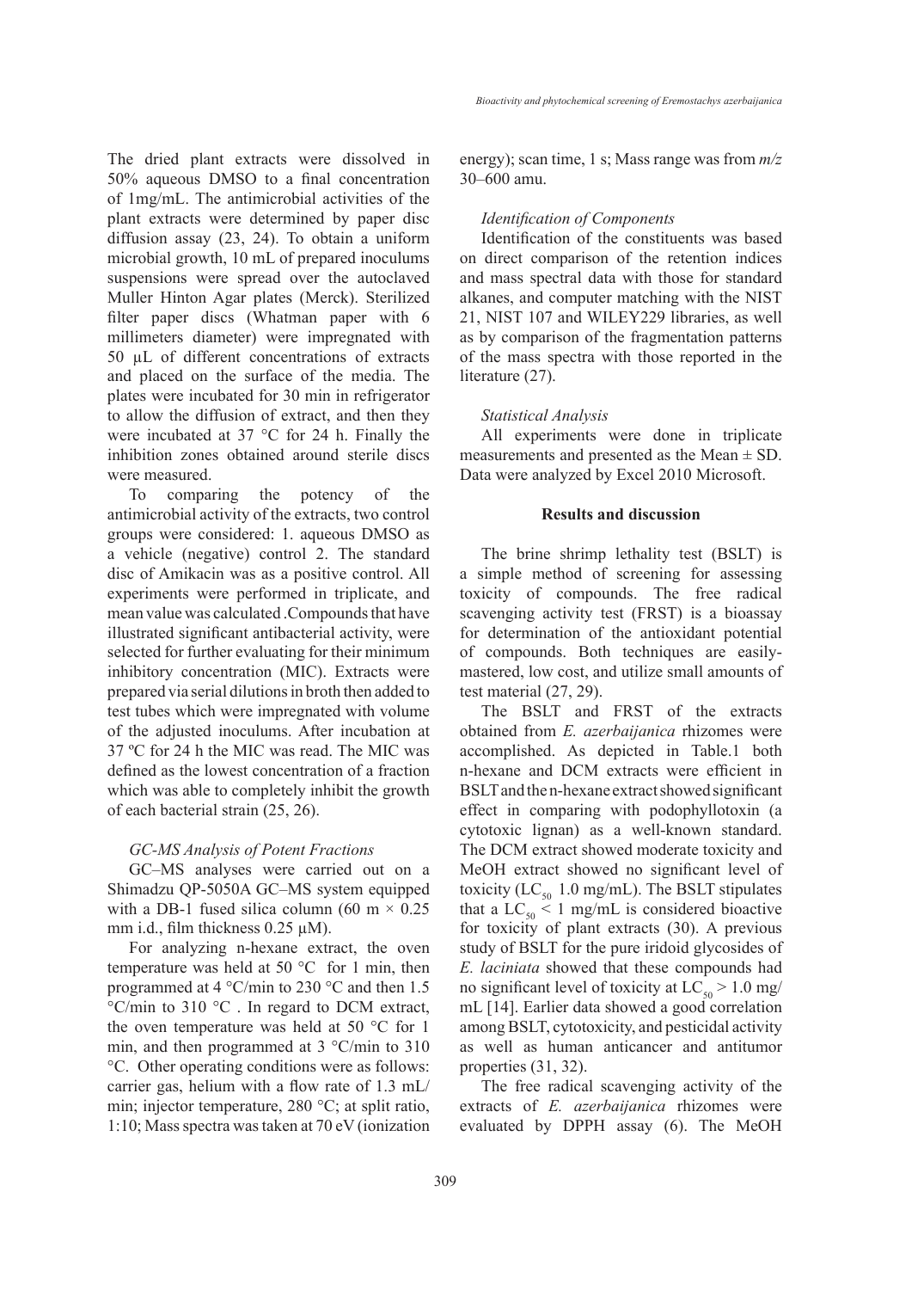The dried plant extracts were dissolved in 50% aqueous DMSO to a final concentration of 1mg/mL. The antimicrobial activities of the plant extracts were determined by paper disc diffusion assay (23, 24). To obtain a uniform microbial growth, 10 mL of prepared inoculums suspensions were spread over the autoclaved Muller Hinton Agar plates (Merck). Sterilized filter paper discs (Whatman paper with 6 millimeters diameter) were impregnated with 50 µL of different concentrations of extracts and placed on the surface of the media. The plates were incubated for 30 min in refrigerator to allow the diffusion of extract, and then they were incubated at 37 °C for 24 h. Finally the inhibition zones obtained around sterile discs were measured.

To comparing the potency of the antimicrobial activity of the extracts, two control groups were considered: 1. aqueous DMSO as a vehicle (negative) control 2. The standard disc of Amikacin was as a positive control. All experiments were performed in triplicate, and mean value was calculated .Compounds that have illustrated significant antibacterial activity, were selected for further evaluating for their minimum inhibitory concentration (MIC). Extracts were prepared via serial dilutions in broth then added to test tubes which were impregnated with volume of the adjusted inoculums. After incubation at 37 ºC for 24 h the MIC was read. The MIC was defined as the lowest concentration of a fraction which was able to completely inhibit the growth of each bacterial strain (25, 26).

### *GC-MS Analysis of Potent Fractions*

GC–MS analyses were carried out on a Shimadzu QP-5050A GC–MS system equipped with a DB-1 fused silica column (60 m × 0.25 mm i.d., film thickness 0.25 µM).

For analyzing n-hexane extract, the oven temperature was held at 50 °C for 1 min, then programmed at 4 °C/min to 230 °C and then 1.5 °C/min to 310 °C . In regard to DCM extract, the oven temperature was held at 50 °C for 1 min, and then programmed at 3 °C/min to 310 °C. Other operating conditions were as follows: carrier gas, helium with a flow rate of 1.3 mL/min; injector temperature, 280 °C; at split ratio, 1:10; Mass spectra was taken at 70 eV (ionization energy); scan time, 1 s; Mass range was from *m/z* 30–600 amu.

### *Identification of Components*

Identification of the constituents was based on direct comparison of the retention indices and mass spectral data with those for standard alkanes, and computer matching with the NIST 21, NIST 107 and WILEY229 libraries, as well as by comparison of the fragmentation patterns of the mass spectra with those reported in the literature (27).

### *Statistical Analysis*

All experiments were done in triplicate measurements and presented as the Mean ± SD. Data were analyzed by Excel 2010 Microsoft.

## Results and discussion

The brine shrimp lethality test (BSLT) is a simple method of screening for assessing toxicity of compounds. The free radical scavenging activity test (FRST) is a bioassay for determination of the antioxidant potential of compounds. Both techniques are easily-mastered, low cost, and utilize small amounts of test material (27, 29).

The BSLT and FRST of the extracts obtained from *E. azerbaijanica* rhizomes were accomplished. As depicted in Table.1 both n-hexane and DCM extracts were efficient in BSLT and the n-hexane extract showed significant effect in comparing with podophyllotoxin (a cytotoxic lignan) as a well-known standard. The DCM extract showed moderate toxicity and MeOH extract showed no significant level of toxicity ($LC_{50}$ 1.0 mg/mL). The BSLT stipulates that a $LC_{50} < 1$ mg/mL is considered bioactive for toxicity of plant extracts (30). A previous study of BSLT for the pure iridoid glycosides of *E. laciniata* showed that these compounds had no significant level of toxicity at $LC_{50} > 1.0$ mg/mL [14]. Earlier data showed a good correlation among BSLT, cytotoxicity, and pesticidal activity as well as human anticancer and antitumor properties (31, 32).

The free radical scavenging activity of the extracts of *E. azerbaijanica* rhizomes were evaluated by DPPH assay (6). The MeOH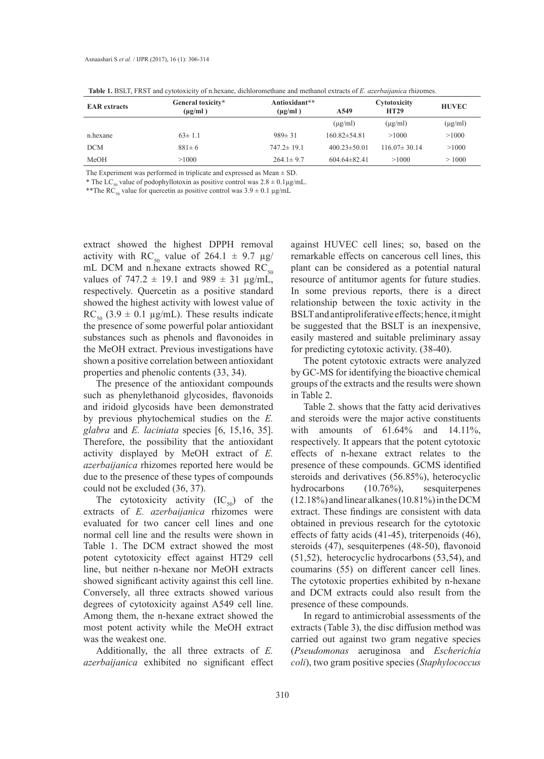**Table 1.** BSLT, FRST and cytotoxicity of n.hexane, dichloromethane and methanol extracts of *E. azerbaijanica* rhizomes.

| EAR extracts | General toxicity* (µg/ml ) | Antioxidant** (µg/ml ) | Cytotoxicity | | |
|---|---|---|---|---|---|
| | | | A549 | HT29 | HUVEC |
| | | | (µg/ml) | (µg/ml) | (µg/ml) |
| n.hexane | 63± 1.1 | 989± 31 | 160.82±54.81 | >1000 | >1000 |
| DCM | 881± 6 | 747.2± 19.1 | 400.23±50.01 | 116.07± 30.14 | >1000 |
| MeOH | >1000 | 264.1± 9.7 | 604.64±82.41 | >1000 | > 1000 |

The Experiment was performed in triplicate and expressed as Mean ± SD.

* The $LC_{50}$ value of podophyllotoxin as positive control was 2.8 ± 0.1µg/mL.

**The $RC_{50}$ value for quercetin as positive control was 3.9 ± 0.1 µg/mL

extract showed the highest DPPH removal activity with $RC_{50}$ value of 264.1 ± 9.7 µg/mL DCM and n.hexane extracts showed $RC_{50}$ values of 747.2 ± 19.1 and 989 ± 31 µg/mL, respectively. Quercetin as a positive standard showed the highest activity with lowest value of $RC_{50}$ (3.9 ± 0.1 µg/mL). These results indicate the presence of some powerful polar antioxidant substances such as phenols and flavonoides in the MeOH extract. Previous investigations have shown a positive correlation between antioxidant properties and phenolic contents (33, 34).

The presence of the antioxidant compounds such as phenylethanoid glycosides, flavonoids and iridoid glycosids have been demonstrated by previous phytochemical studies on the *E. glabra* and *E. laciniata* species [6, 15,16, 35]. Therefore, the possibility that the antioxidant activity displayed by MeOH extract of *E. azerbaijanica* rhizomes reported here would be due to the presence of these types of compounds could not be excluded (36, 37).

The cytotoxicity activity ($IC_{50}$) of the extracts of *E. azerbaijanica* rhizomes were evaluated for two cancer cell lines and one normal cell line and the results were shown in Table 1. The DCM extract showed the most potent cytotoxicity effect against HT29 cell line, but neither n-hexane nor MeOH extracts showed significant activity against this cell line. Conversely, all three extracts showed various degrees of cytotoxicity against A549 cell line. Among them, the n-hexane extract showed the most potent activity while the MeOH extract was the weakest one.

Additionally, the all three extracts of *E. azerbaijanica* exhibited no significant effect against HUVEC cell lines; so, based on the remarkable effects on cancerous cell lines, this plant can be considered as a potential natural resource of antitumor agents for future studies. In some previous reports, there is a direct relationship between the toxic activity in the BSLT and antiproliferative effects; hence, it might be suggested that the BSLT is an inexpensive, easily mastered and suitable preliminary assay for predicting cytotoxic activity. (38-40).

The potent cytotoxic extracts were analyzed by GC-MS for identifying the bioactive chemical groups of the extracts and the results were shown in Table 2.

Table 2. shows that the fatty acid derivatives and steroids were the major active constituents with amounts of 61.64% and 14.11%, respectively. It appears that the potent cytotoxic effects of n-hexane extract relates to the presence of these compounds. GCMS identified steroids and derivatives (56.85%), heterocyclic hydrocarbons (10.76%), sesquiterpenes (12.18%) and linear alkanes (10.81%) in the DCM extract. These findings are consistent with data obtained in previous research for the cytotoxic effects of fatty acids (41-45), triterpenoids (46), steroids (47), sesquiterpenes (48-50), flavonoid (51,52), heterocyclic hydrocarbons (53,54), and coumarins (55) on different cancer cell lines. The cytotoxic properties exhibited by n-hexane and DCM extracts could also result from the presence of these compounds.

In regard to antimicrobial assessments of the extracts (Table 3), the disc diffusion method was carried out against two gram negative species (*Pseudomonas* aeruginosa and *Escherichia coli*), two gram positive species (*Staphylococcus*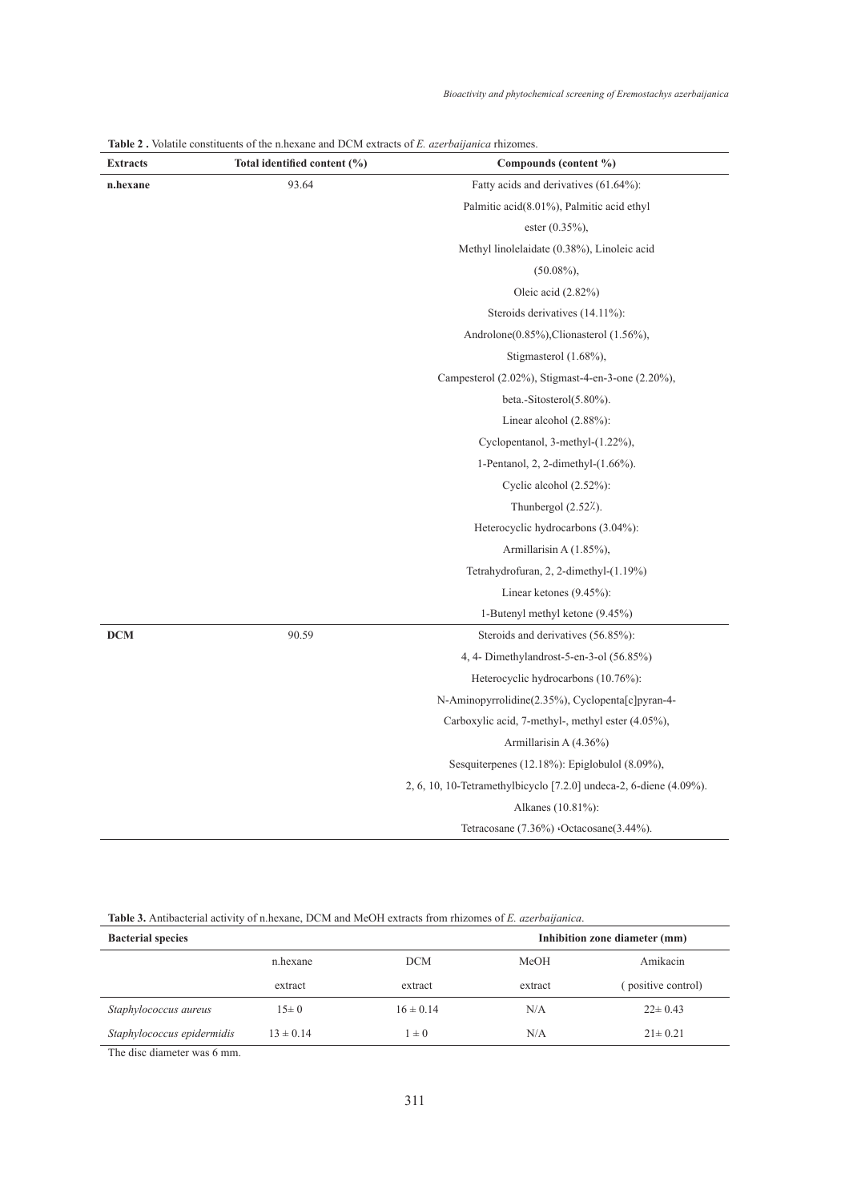**Table 2 .** Volatile constituents of the n.hexane and DCM extracts of *E. azerbaijanica* rhizomes.

| Extracts | Total identified content (%) | Compounds (content %) |
|---|---|---|
| **n.hexane** | 93.64 | Fatty acids and derivatives (61.64%): Palmitic acid(8.01%), Palmitic acid ethyl ester (0.35%), Methyl linolelaidate (0.38%), Linoleic acid (50.08%), Oleic acid (2.82%) |
| | | Steroids derivatives (14.11%): Androlone(0.85%),Clionasterol (1.56%), Stigmasterol (1.68%), Campesterol (2.02%), Stigmast-4-en-3-one (2.20%), beta.-Sitosterol(5.80%). |
| | | Linear alcohol (2.88%): Cyclopentanol, 3-methyl-(1.22%), 1-Pentanol, 2, 2-dimethyl-(1.66%). |
| | | Cyclic alcohol (2.52%): Thunbergol (2.52٪). |
| | | Heterocyclic hydrocarbons (3.04%): Armillarisin A (1.85%), Tetrahydrofuran, 2, 2-dimethyl-(1.19%) |
| | | Linear ketones (9.45%): 1-Butenyl methyl ketone (9.45%) |
| **DCM** | 90.59 | Steroids and derivatives (56.85%): 4, 4- Dimethylandrost-5-en-3-ol (56.85%) |
| | | Heterocyclic hydrocarbons (10.76%): N-Aminopyrrolidine(2.35%), Cyclopenta[c]pyran-4-Carboxylic acid, 7-methyl-, methyl ester (4.05%), Armillarisin A (4.36%) |
| | | Sesquiterpenes (12.18%): Epiglobulol (8.09%), 2, 6, 10, 10-Tetramethylbicyclo [7.2.0] undeca-2, 6-diene (4.09%). |
| | | Alkanes (10.81%): Tetracosane (7.36%) ،Octacosane(3.44%). |

**Table 3.** Antibacterial activity of n.hexane, DCM and MeOH extracts from rhizomes of *E. azerbaijanica*.

| Bacterial species | Inhibition zone diameter (mm) | | | |
|---|---|---|---|---|
| | n.hexane extract | DCM extract | MeOH extract | Amikacin ( positive control) |
| *Staphylococcus aureus* | 15± 0 | 16 ± 0.14 | N/A | 22± 0.43 |
| *Staphylococcus epidermidis* | 13 ± 0.14 | 1 ± 0 | N/A | 21± 0.21 |

The disc diameter was 6 mm.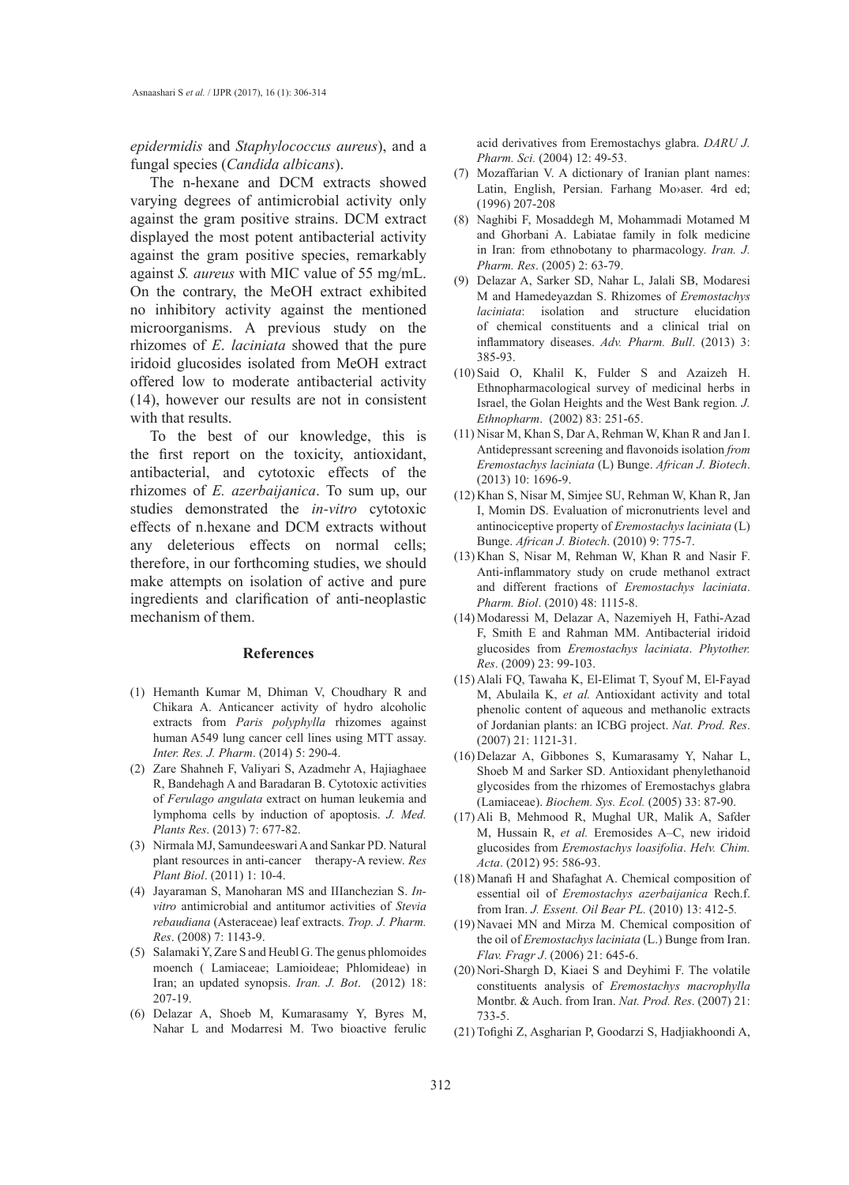*epidermidis* and *Staphylococcus aureus*), and a fungal species (*Candida albicans*).

The n-hexane and DCM extracts showed varying degrees of antimicrobial activity only against the gram positive strains. DCM extract displayed the most potent antibacterial activity against the gram positive species, remarkably against *S. aureus* with MIC value of 55 mg/mL. On the contrary, the MeOH extract exhibited no inhibitory activity against the mentioned microorganisms. A previous study on the rhizomes of *E. laciniata* showed that the pure iridoid glucosides isolated from MeOH extract offered low to moderate antibacterial activity (14), however our results are not in consistent with that results.

To the best of our knowledge, this is the first report on the toxicity, antioxidant, antibacterial, and cytotoxic effects of the rhizomes of *E. azerbaijanica*. To sum up, our studies demonstrated the *in-vitro* cytotoxic effects of n.hexane and DCM extracts without any deleterious effects on normal cells; therefore, in our forthcoming studies, we should make attempts on isolation of active and pure ingredients and clarification of anti-neoplastic mechanism of them.

## References

(1) Hemanth Kumar M, Dhiman V, Choudhary R and Chikara A. Anticancer activity of hydro alcoholic extracts from *Paris polyphylla* rhizomes against human A549 lung cancer cell lines using MTT assay. *Inter. Res. J. Pharm*. (2014) 5: 290-4.

(2) Zare Shahneh F, Valiyari S, Azadmehr A, Hajiaghaee R, Bandehagh A and Baradaran B. Cytotoxic activities of *Ferulago angulata* extract on human leukemia and lymphoma cells by induction of apoptosis. *J. Med. Plants Res*. (2013) 7: 677-82.

(3) Nirmala MJ, Samundeeswari A and Sankar PD. Natural plant resources in anti-cancer therapy-A review. *Res Plant Biol*. (2011) 1: 10-4.

(4) Jayaraman S, Manoharan MS and IIIanchezian S. *In-vitro* antimicrobial and antitumor activities of *Stevia rebaudiana* (Asteraceae) leaf extracts. *Trop. J. Pharm. Res*. (2008) 7: 1143-9.

(5) Salamaki Y, Zare S and Heubl G. The genus phlomoides moench ( Lamiaceae; Lamioideae; Phlomideae) in Iran; an updated synopsis. *Iran. J. Bot*. (2012) 18: 207-19.

(6) Delazar A, Shoeb M, Kumarasamy Y, Byres M, Nahar L and Modarresi M. Two bioactive ferulic acid derivatives from Eremostachys glabra. *DARU J. Pharm. Sci.* (2004) 12: 49-53.

(7) Mozaffarian V. A dictionary of Iranian plant names: Latin, English, Persian. Farhang Mo›aser. 4rd ed; (1996) 207-208

(8) Naghibi F, Mosaddegh M, Mohammadi Motamed M and Ghorbani A. Labiatae family in folk medicine in Iran: from ethnobotany to pharmacology. *Iran. J. Pharm. Res*. (2005) 2: 63-79.

(9) Delazar A, Sarker SD, Nahar L, Jalali SB, Modaresi M and Hamedeyazdan S. Rhizomes of *Eremostachys laciniata*: isolation and structure elucidation of chemical constituents and a clinical trial on inflammatory diseases. *Adv. Pharm. Bull*. (2013) 3: 385-93.

(10) Said O, Khalil K, Fulder S and Azaizeh H. Ethnopharmacological survey of medicinal herbs in Israel, the Golan Heights and the West Bank region*. J. Ethnopharm*. (2002) 83: 251-65.

(11) Nisar M, Khan S, Dar A, Rehman W, Khan R and Jan I. Antidepressant screening and flavonoids isolation *from Eremostachys laciniata* (L) Bunge. *African J. Biotech*. (2013) 10: 1696-9.

(12) Khan S, Nisar M, Simjee SU, Rehman W, Khan R, Jan I, Momin DS. Evaluation of micronutrients level and antinociceptive property of *Eremostachys laciniata* (L) Bunge. *African J. Biotech*. (2010) 9: 775-7.

(13) Khan S, Nisar M, Rehman W, Khan R and Nasir F. Anti-inflammatory study on crude methanol extract and different fractions of *Eremostachys laciniata*. *Pharm. Biol*. (2010) 48: 1115-8.

(14) Modaressi M, Delazar A, Nazemiyeh H, Fathi-Azad F, Smith E and Rahman MM. Antibacterial iridoid glucosides from *Eremostachys laciniata*. *Phytother. Res*. (2009) 23: 99-103.

(15) Alali FQ, Tawaha K, El-Elimat T, Syouf M, El-Fayad M, Abulaila K, *et al.* Antioxidant activity and total phenolic content of aqueous and methanolic extracts of Jordanian plants: an ICBG project. *Nat. Prod. Res*. (2007) 21: 1121-31.

(16) Delazar A, Gibbones S, Kumarasamy Y, Nahar L, Shoeb M and Sarker SD. Antioxidant phenylethanoid glycosides from the rhizomes of Eremostachys glabra (Lamiaceae). *Biochem. Sys. Ecol.* (2005) 33: 87-90.

(17) Ali B, Mehmood R, Mughal UR, Malik A, Safder M, Hussain R, *et al.* Eremosides A–C, new iridoid glucosides from *Eremostachys loasifolia*. *Helv. Chim. Acta*. (2012) 95: 586-93.

(18) Manafi H and Shafaghat A. Chemical composition of essential oil of *Eremostachys azerbaijanica* Rech.f. from Iran. *J. Essent. Oil Bear PL.* (2010) 13: 412-5*.*

(19) Navaei MN and Mirza M. Chemical composition of the oil of *Eremostachys laciniata* (L.) Bunge from Iran. *Flav. Fragr J*. (2006) 21: 645-6.

(20) Nori-Shargh D, Kiaei S and Deyhimi F. The volatile constituents analysis of *Eremostachys macrophylla* Montbr. & Auch. from Iran. *Nat. Prod. Res*. (2007) 21: 733-5.

(21) Tofighi Z, Asgharian P, Goodarzi S, Hadjiakhoondi A,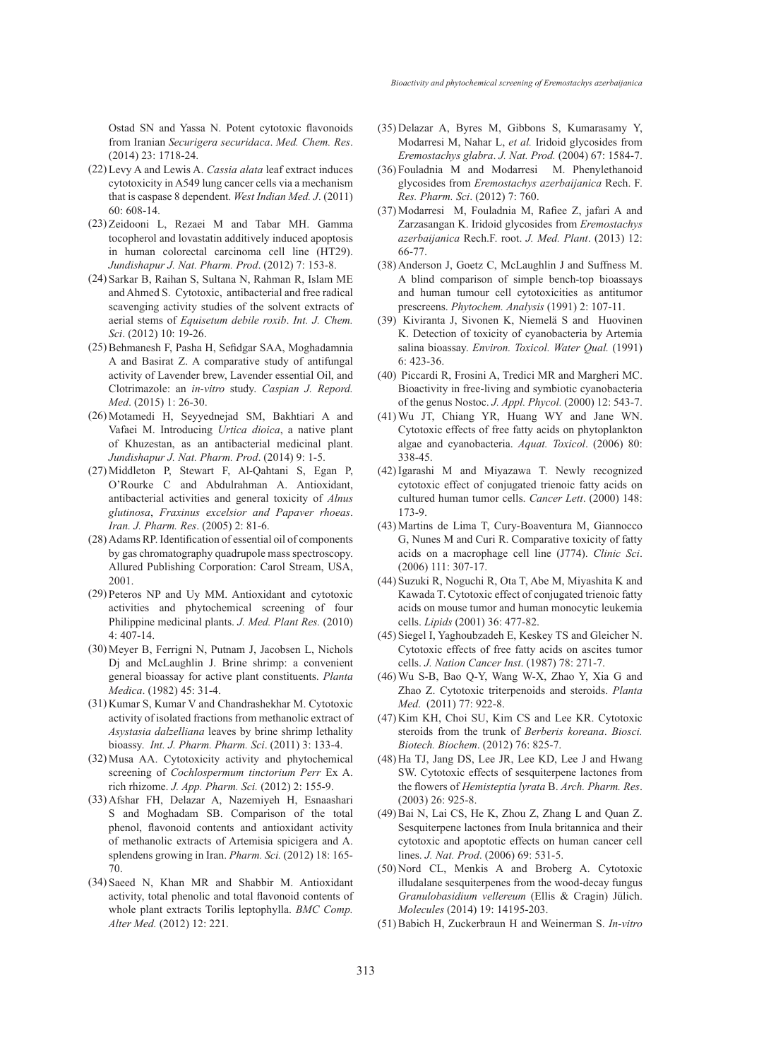Ostad SN and Yassa N. Potent cytotoxic flavonoids from Iranian *Securigera securidaca*. *Med. Chem. Res*. (2014) 23: 1718-24.

(22) Levy A and Lewis A. *Cassia alata* leaf extract induces cytotoxicity in A549 lung cancer cells via a mechanism that is caspase 8 dependent. *West Indian Med. J*. (2011) 60: 608-14.

(23) Zeidooni L, Rezaei M and Tabar MH. Gamma tocopherol and lovastatin additively induced apoptosis in human colorectal carcinoma cell line (HT29). *Jundishapur J. Nat. Pharm. Prod*. (2012) 7: 153-8.

(24) Sarkar B, Raihan S, Sultana N, Rahman R, Islam ME and Ahmed S. Cytotoxic, antibacterial and free radical scavenging activity studies of the solvent extracts of aerial stems of *Equisetum debile roxib*. *Int. J. Chem. Sci*. (2012) 10: 19-26.

(25) Behmanesh F, Pasha H, Sefidgar SAA, Moghadamnia A and Basirat Z. A comparative study of antifungal activity of Lavender brew, Lavender essential Oil, and Clotrimazole: an *in-vitro* study. *Caspian J. Repord. Med*. (2015) 1: 26-30.

(26) Motamedi H, Seyyednejad SM, Bakhtiari A and Vafaei M. Introducing *Urtica dioica*, a native plant of Khuzestan, as an antibacterial medicinal plant. *Jundishapur J. Nat. Pharm. Prod*. (2014) 9: 1-5.

(27) Middleton P, Stewart F, Al-Qahtani S, Egan P, O'Rourke C and Abdulrahman A. Antioxidant, antibacterial activities and general toxicity of *Alnus glutinosa*, *Fraxinus excelsior and Papaver rhoeas*. *Iran. J. Pharm. Res*. (2005) 2: 81-6.

(28) Adams RP. Identification of essential oil of components by gas chromatography quadrupole mass spectroscopy. Allured Publishing Corporation: Carol Stream, USA, 2001.

(29) Peteros NP and Uy MM. Antioxidant and cytotoxic activities and phytochemical screening of four Philippine medicinal plants. *J. Med. Plant Res.* (2010) 4: 407-14.

(30) Meyer B, Ferrigni N, Putnam J, Jacobsen L, Nichols Dj and McLaughlin J. Brine shrimp: a convenient general bioassay for active plant constituents. *Planta Medica*. (1982) 45: 31-4.

(31) Kumar S, Kumar V and Chandrashekhar M. Cytotoxic activity of isolated fractions from methanolic extract of *Asystasia dalzelliana* leaves by brine shrimp lethality bioassy. *Int. J. Pharm. Pharm. Sci*. (2011) 3: 133-4.

(32) Musa AA. Cytotoxicity activity and phytochemical screening of *Cochlospermum tinctorium Perr* Ex A. rich rhizome. *J. App. Pharm. Sci.* (2012) 2: 155-9.

(33) Afshar FH, Delazar A, Nazemiyeh H, Esnaashari S and Moghadam SB. Comparison of the total phenol, flavonoid contents and antioxidant activity of methanolic extracts of Artemisia spicigera and A. splendens growing in Iran. *Pharm. Sci.* (2012) 18: 165-70.

(34) Saeed N, Khan MR and Shabbir M. Antioxidant activity, total phenolic and total flavonoid contents of whole plant extracts Torilis leptophylla. *BMC Comp. Alter Med.* (2012) 12: 221.

(35) Delazar A, Byres M, Gibbons S, Kumarasamy Y, Modarresi M, Nahar L, *et al.* Iridoid glycosides from *Eremostachys glabra*. *J. Nat. Prod*. (2004) 67: 1584-7.

(36) Fouladnia M and Modarresi M. Phenylethanoid glycosides from *Eremostachys azerbaijanica* Rech. F. *Res. Pharm. Sci*. (2012) 7: 760.

(37) Modarresi M, Fouladnia M, Rafiee Z, jafari A and Zarzasangan K. Iridoid glycosides from *Eremostachys azerbaijanica* Rech.F. root. *J. Med. Plant*. (2013) 12: 66-77.

(38) Anderson J, Goetz C, McLaughlin J and Suffness M. A blind comparison of simple bench-top bioassays and human tumour cell cytotoxicities as antitumor prescreens. *Phytochem. Analysis* (1991) 2: 107-11.

(39) Kiviranta J, Sivonen K, Niemelä S and Huovinen K. Detection of toxicity of cyanobacteria by Artemia salina bioassay. *Environ. Toxicol. Water Qual.* (1991) 6: 423-36.

(40) Piccardi R, Frosini A, Tredici MR and Margheri MC. Bioactivity in free-living and symbiotic cyanobacteria of the genus Nostoc. *J. Appl. Phycol.* (2000) 12: 543-7.

(41) Wu JT, Chiang YR, Huang WY and Jane WN. Cytotoxic effects of free fatty acids on phytoplankton algae and cyanobacteria. *Aquat. Toxicol*. (2006) 80: 338-45.

(42) Igarashi M and Miyazawa T. Newly recognized cytotoxic effect of conjugated trienoic fatty acids on cultured human tumor cells. *Cancer Lett*. (2000) 148: 173-9.

(43) Martins de Lima T, Cury-Boaventura M, Giannocco G, Nunes M and Curi R. Comparative toxicity of fatty acids on a macrophage cell line (J774). *Clinic Sci*. (2006) 111: 307-17.

(44) Suzuki R, Noguchi R, Ota T, Abe M, Miyashita K and Kawada T. Cytotoxic effect of conjugated trienoic fatty acids on mouse tumor and human monocytic leukemia cells. *Lipids* (2001) 36: 477-82.

(45) Siegel I, Yaghoubzadeh E, Keskey TS and Gleicher N. Cytotoxic effects of free fatty acids on ascites tumor cells. *J. Nation Cancer Inst*. (1987) 78: 271-7.

(46) Wu S-B, Bao Q-Y, Wang W-X, Zhao Y, Xia G and Zhao Z. Cytotoxic triterpenoids and steroids. *Planta Med*. (2011) 77: 922-8.

(47) Kim KH, Choi SU, Kim CS and Lee KR. Cytotoxic steroids from the trunk of *Berberis koreana*. *Biosci. Biotech. Biochem*. (2012) 76: 825-7.

(48) Ha TJ, Jang DS, Lee JR, Lee KD, Lee J and Hwang SW. Cytotoxic effects of sesquiterpene lactones from the flowers of *Hemisteptia lyrata* B. *Arch. Pharm. Res*. (2003) 26: 925-8.

(49) Bai N, Lai CS, He K, Zhou Z, Zhang L and Quan Z. Sesquiterpene lactones from Inula britannica and their cytotoxic and apoptotic effects on human cancer cell lines. *J. Nat. Prod*. (2006) 69: 531-5.

(50) Nord CL, Menkis A and Broberg A. Cytotoxic illudalane sesquiterpenes from the wood-decay fungus *Granulobasidium vellereum* (Ellis & Cragin) Jülich. *Molecules* (2014) 19: 14195-203.

(51) Babich H, Zuckerbraun H and Weinerman S. *In-vitro*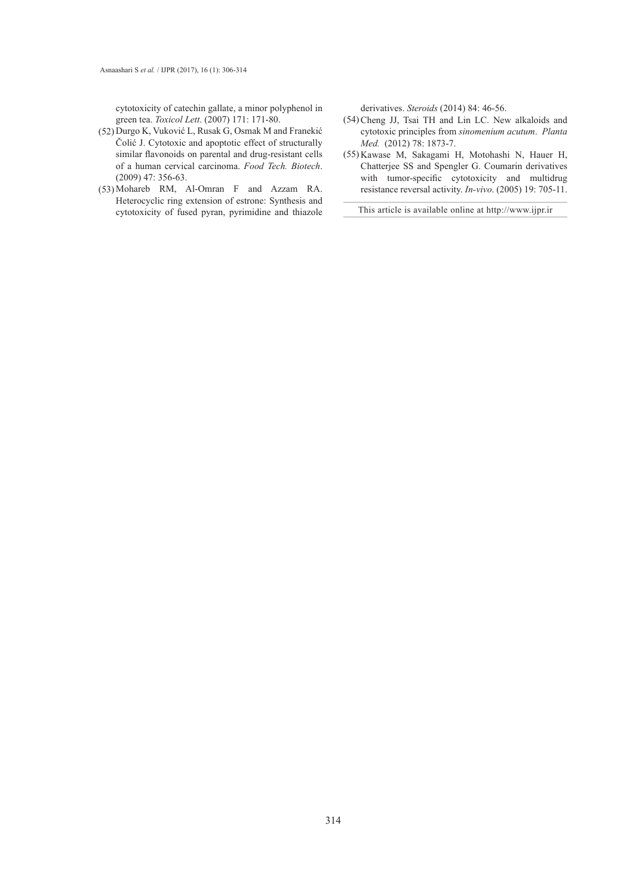cytotoxicity of catechin gallate, a minor polyphenol in green tea. *Toxicol Lett*. (2007) 171: 171-80.

(52) Durgo K, Vuković L, Rusak G, Osmak M and Franekić Čolić J. Cytotoxic and apoptotic effect of structurally similar flavonoids on parental and drug-resistant cells of a human cervical carcinoma. *Food Tech. Biotech*. (2009) 47: 356-63.

(53) Mohareb RM, Al-Omran F and Azzam RA. Heterocyclic ring extension of estrone: Synthesis and cytotoxicity of fused pyran, pyrimidine and thiazole derivatives. *Steroids* (2014) 84: 46-56.

(54) Cheng JJ, Tsai TH and Lin LC. New alkaloids and cytotoxic principles from *sinomenium acutum*. *Planta Med.* (2012) 78: 1873-7.

(55) Kawase M, Sakagami H, Motohashi N, Hauer H, Chatterjee SS and Spengler G. Coumarin derivatives with tumor-specific cytotoxicity and multidrug resistance reversal activity. *In-vivo*. (2005) 19: 705-11.

This article is available online at http://www.ijpr.ir